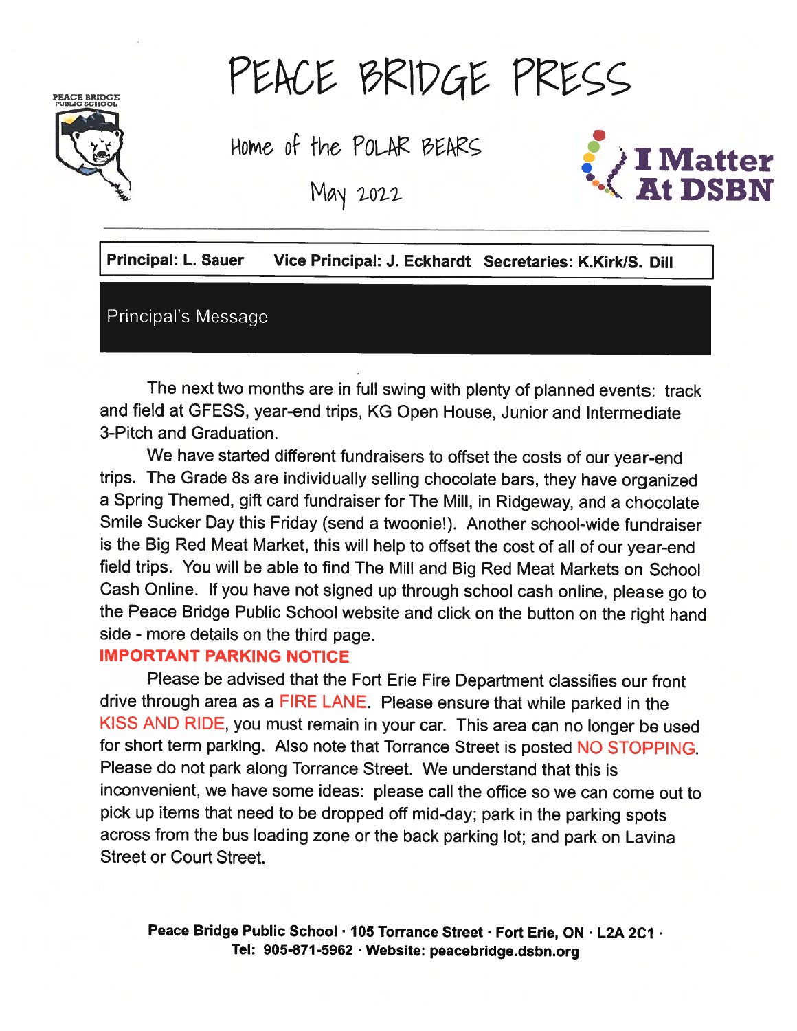# PEACE BRIDGE PRESS

## Home of the POLAR BEARS

May 2022

PEACE BRIDGE PUBLIC SCHOOL

I Matter At DSBN

**Principal: L. Sauer** **Vice Principal: J. Eckhardt** **Secretaries: K.Kirk/S. Dill**

## Principal's Message

The next two months are in full swing with plenty of planned events: track and field at GFESS, year-end trips, KG Open House, Junior and Intermediate 3-Pitch and Graduation.

We have started different fundraisers to offset the costs of our year-end trips. The Grade 8s are individually selling chocolate bars, they have organized a Spring Themed, gift card fundraiser for The Mill, in Ridgeway, and a chocolate Smile Sucker Day this Friday (send a twoonie!). Another school-wide fundraiser is the Big Red Meat Market, this will help to offset the cost of all of our year-end field trips. You will be able to find The Mill and Big Red Meat Markets on School Cash Online. If you have not signed up through school cash online, please go to the Peace Bridge Public School website and click on the button on the right hand side - more details on the third page.

**IMPORTANT PARKING NOTICE**

Please be advised that the Fort Erie Fire Department classifies our front drive through area as a FIRE LANE. Please ensure that while parked in the KISS AND RIDE, you must remain in your car. This area can no longer be used for short term parking. Also note that Torrance Street is posted NO STOPPING. Please do not park along Torrance Street. We understand that this is inconvenient, we have some ideas: please call the office so we can come out to pick up items that need to be dropped off mid-day; park in the parking spots across from the bus loading zone or the back parking lot; and park on Lavina Street or Court Street.

**Peace Bridge Public School · 105 Torrance Street · Fort Erie, ON · L2A 2C1 · Tel: 905-871-5962 · Website: peacebridge.dsbn.org**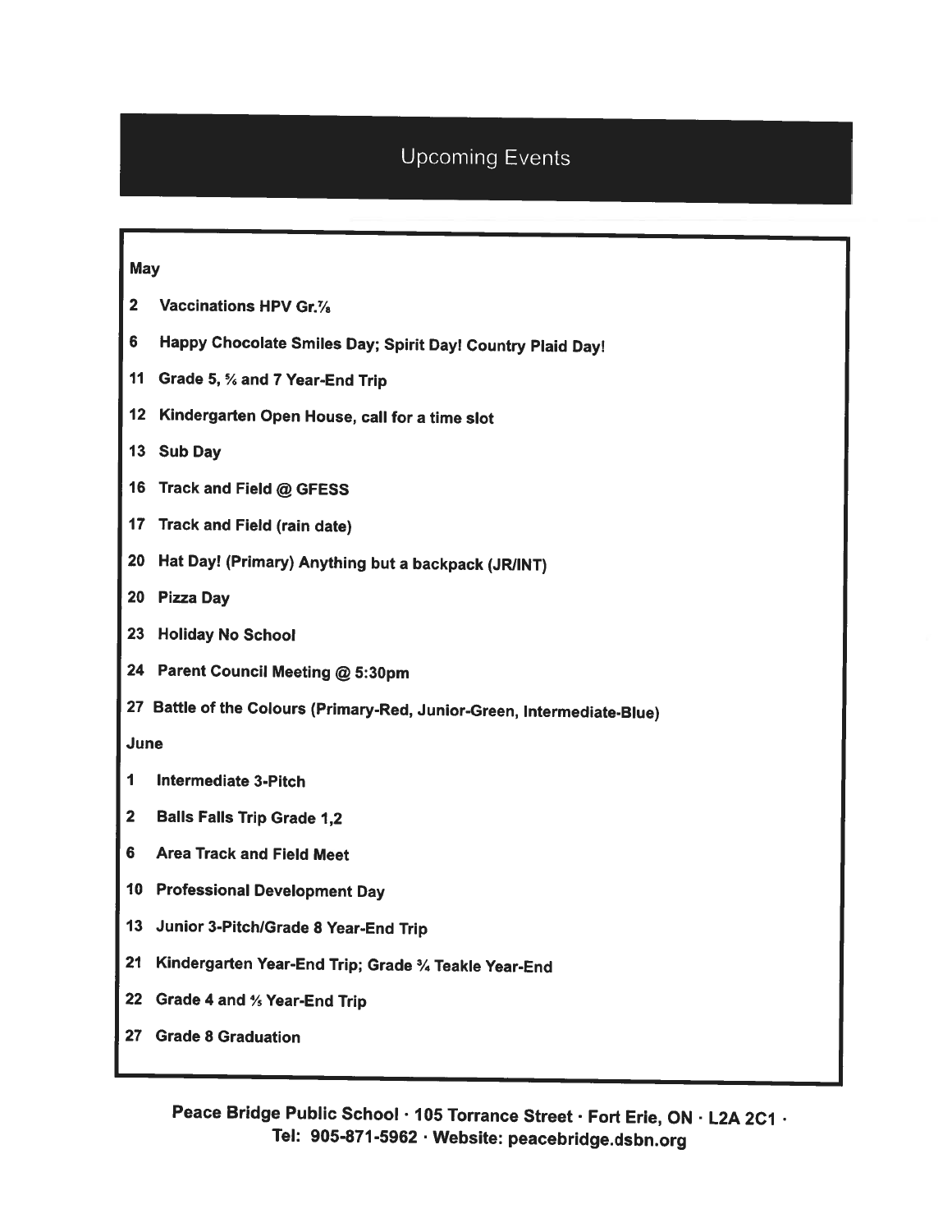# Upcoming Events

**May**

- **2** Vaccinations HPV Gr.7/8
- **6** Happy Chocolate Smiles Day; Spirit Day! Country Plaid Day!
- **11** Grade 5, 5/6 and 7 Year-End Trip
- **12** Kindergarten Open House, call for a time slot
- **13** Sub Day
- **16** Track and Field @ GFESS
- **17** Track and Field (rain date)
- **20** Hat Day! (Primary) Anything but a backpack (JR/INT)
- **20** Pizza Day
- **23** Holiday No School
- **24** Parent Council Meeting @ 5:30pm
- **27** Battle of the Colours (Primary-Red, Junior-Green, Intermediate-Blue)

**June**

- **1** Intermediate 3-Pitch
- **2** Balls Falls Trip Grade 1,2
- **6** Area Track and Field Meet
- **10** Professional Development Day
- **13** Junior 3-Pitch/Grade 8 Year-End Trip
- **21** Kindergarten Year-End Trip; Grade 3/4 Teakle Year-End
- **22** Grade 4 and 4/5 Year-End Trip
- **27** Grade 8 Graduation

**Peace Bridge Public School · 105 Torrance Street · Fort Erie, ON · L2A 2C1 · Tel: 905-871-5962 · Website: peacebridge.dsbn.org**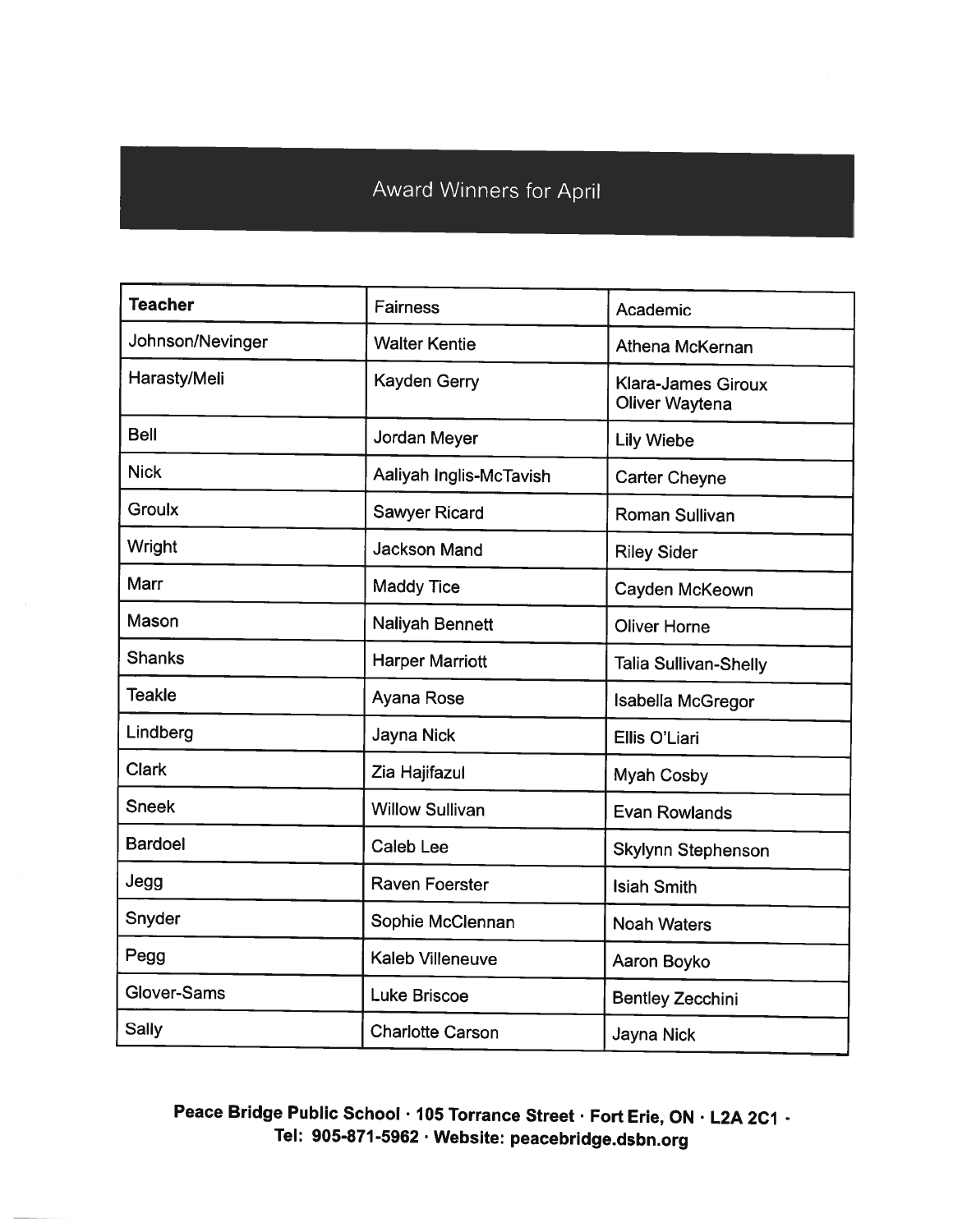## Award Winners for April

| **Teacher** | Fairness | Academic |
|---|---|---|
| Johnson/Nevinger | Walter Kentie | Athena McKernan |
| Harasty/Meli | Kayden Gerry | Klara-James Giroux<br>Oliver Waytena |
| Bell | Jordan Meyer | Lily Wiebe |
| Nick | Aaliyah Inglis-McTavish | Carter Cheyne |
| Groulx | Sawyer Ricard | Roman Sullivan |
| Wright | Jackson Mand | Riley Sider |
| Marr | Maddy Tice | Cayden McKeown |
| Mason | Naliyah Bennett | Oliver Horne |
| Shanks | Harper Marriott | Talia Sullivan-Shelly |
| Teakle | Ayana Rose | Isabella McGregor |
| Lindberg | Jayna Nick | Ellis O'Liari |
| Clark | Zia Hajifazul | Myah Cosby |
| Sneek | Willow Sullivan | Evan Rowlands |
| Bardoel | Caleb Lee | Skylynn Stephenson |
| Jegg | Raven Foerster | Isiah Smith |
| Snyder | Sophie McClennan | Noah Waters |
| Pegg | Kaleb Villeneuve | Aaron Boyko |
| Glover-Sams | Luke Briscoe | Bentley Zecchini |
| Sally | Charlotte Carson | Jayna Nick |

**Peace Bridge Public School · 105 Torrance Street · Fort Erie, ON · L2A 2C1 · Tel: 905-871-5962 · Website: peacebridge.dsbn.org**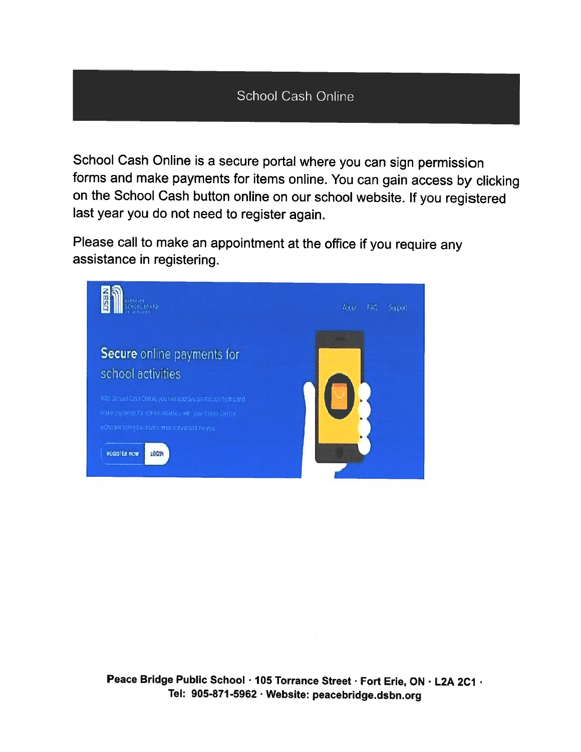# School Cash Online

School Cash Online is a secure portal where you can sign permission forms and make payments for items online. You can gain access by clicking on the School Cash button online on our school website. If you registered last year you do not need to register again.

Please call to make an appointment at the office if you require any assistance in registering.

**Peace Bridge Public School · 105 Torrance Street · Fort Erie, ON · L2A 2C1 · Tel: 905-871-5962 · Website: peacebridge.dsbn.org**